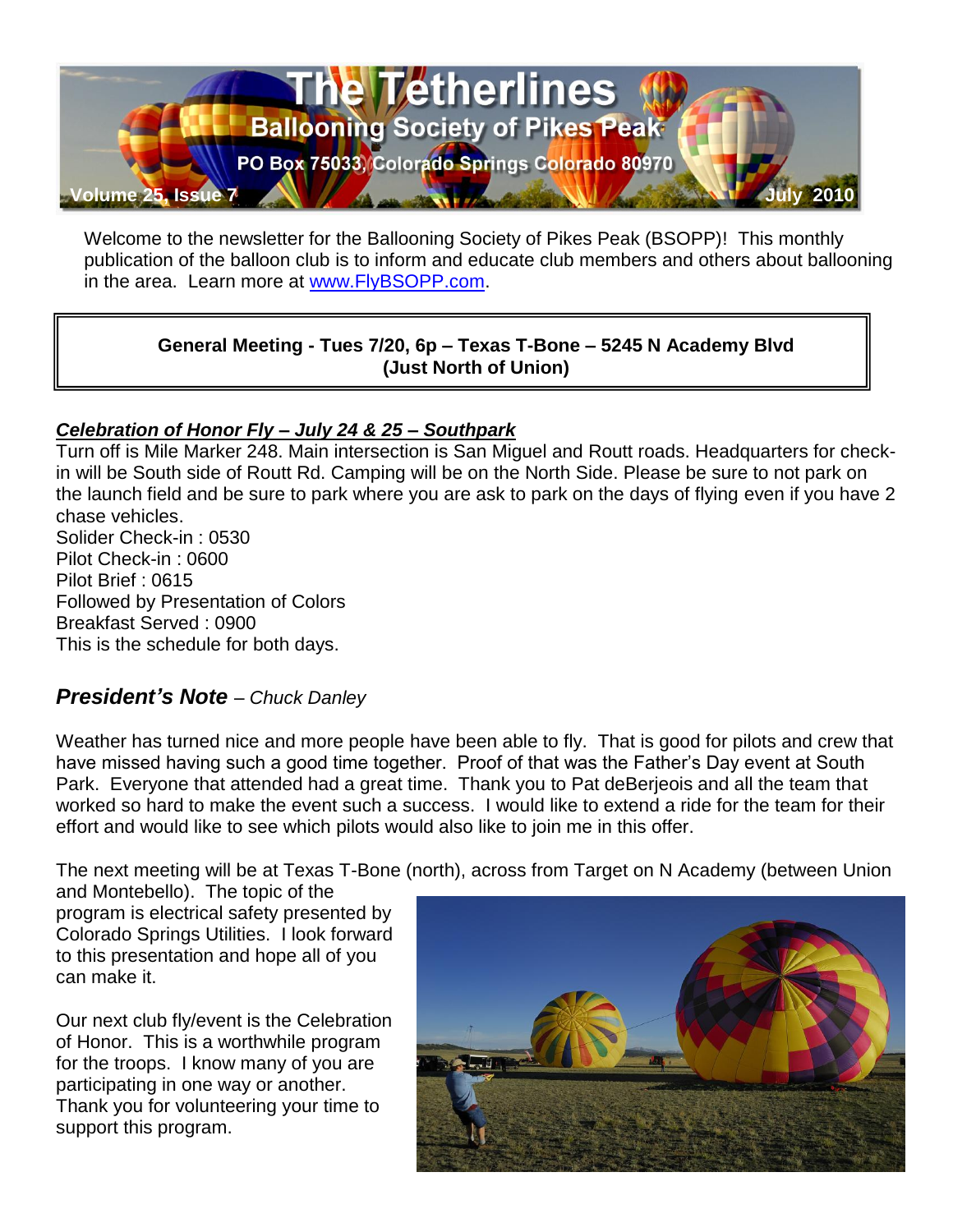# The Tetherlines

## Ballooning Society of Pikes Peak

PO Box 75033, Colorado Springs Colorado 80970

Volume 25, Issue 7 July 2010

Welcome to the newsletter for the Ballooning Society of Pikes Peak (BSOPP)! This monthly publication of the balloon club is to inform and educate club members and others about ballooning in the area. Learn more at www.FlyBSOPP.com.

**General Meeting - Tues 7/20, 6p – Texas T-Bone – 5245 N Academy Blvd (Just North of Union)**

***Celebration of Honor Fly – July 24 & 25 – Southpark***

Turn off is Mile Marker 248. Main intersection is San Miguel and Routt roads. Headquarters for check-in will be South side of Routt Rd. Camping will be on the North Side. Please be sure to not park on the launch field and be sure to park where you are ask to park on the days of flying even if you have 2 chase vehicles.

Solider Check-in : 0530
Pilot Check-in : 0600
Pilot Brief : 0615
Followed by Presentation of Colors
Breakfast Served : 0900
This is the schedule for both days.

## *President's Note* – *Chuck Danley*

Weather has turned nice and more people have been able to fly. That is good for pilots and crew that have missed having such a good time together. Proof of that was the Father's Day event at South Park. Everyone that attended had a great time. Thank you to Pat deBerjeois and all the team that worked so hard to make the event such a success. I would like to extend a ride for the team for their effort and would like to see which pilots would also like to join me in this offer.

The next meeting will be at Texas T-Bone (north), across from Target on N Academy (between Union and Montebello). The topic of the program is electrical safety presented by Colorado Springs Utilities. I look forward to this presentation and hope all of you can make it.

Our next club fly/event is the Celebration of Honor. This is a worthwhile program for the troops. I know many of you are participating in one way or another. Thank you for volunteering your time to support this program.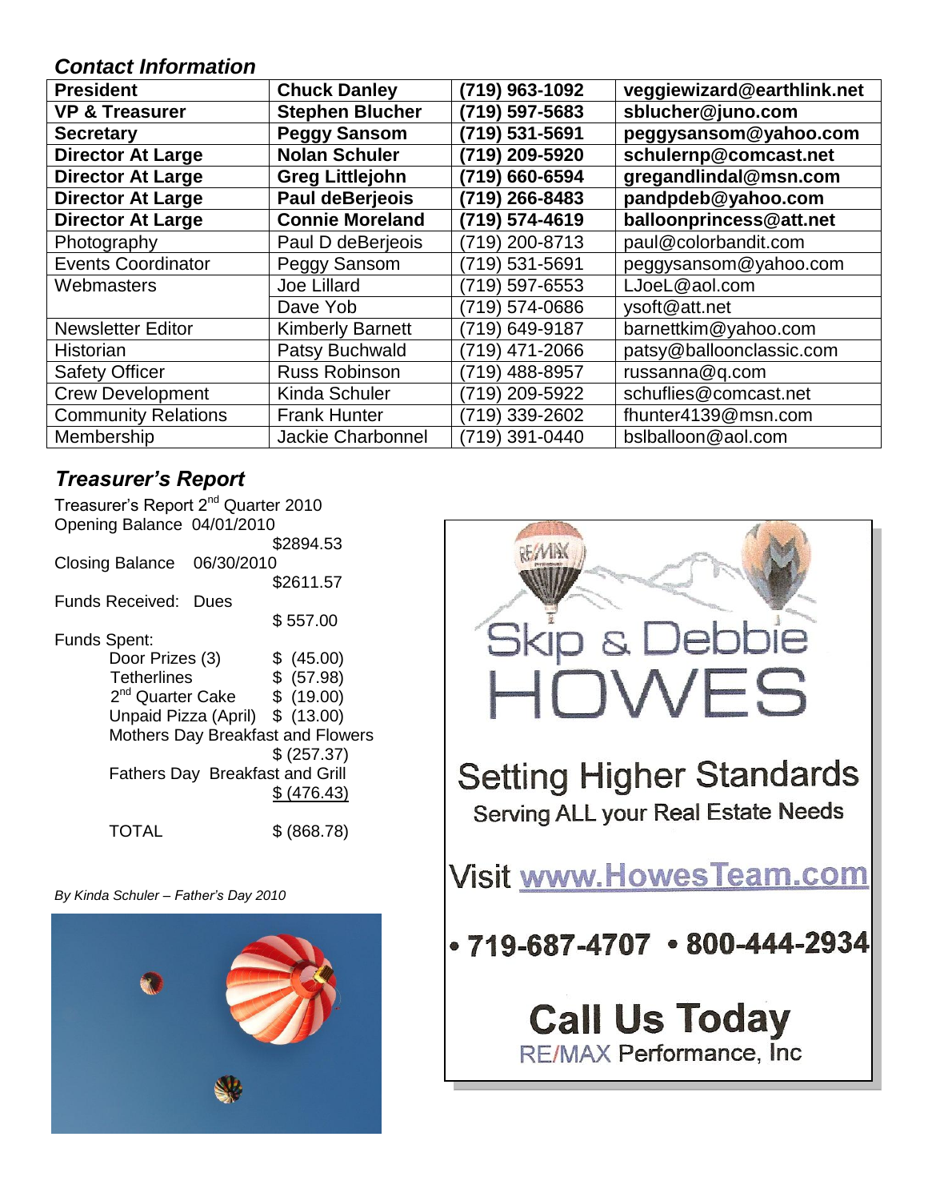## *Contact Information*

| **President** | **Chuck Danley** | **(719) 963-1092** | **veggiewizard@earthlink.net** |
|---|---|---|---|
| **VP & Treasurer** | **Stephen Blucher** | **(719) 597-5683** | **sblucher@juno.com** |
| **Secretary** | **Peggy Sansom** | **(719) 531-5691** | **peggysansom@yahoo.com** |
| **Director At Large** | **Nolan Schuler** | **(719) 209-5920** | **schulernp@comcast.net** |
| **Director At Large** | **Greg Littlejohn** | **(719) 660-6594** | **gregandlindal@msn.com** |
| **Director At Large** | **Paul deBerjeois** | **(719) 266-8483** | **pandpdeb@yahoo.com** |
| **Director At Large** | **Connie Moreland** | **(719) 574-4619** | **balloonprincess@att.net** |
| Photography | Paul D deBerjeois | (719) 200-8713 | paul@colorbandit.com |
| Events Coordinator | Peggy Sansom | (719) 531-5691 | peggysansom@yahoo.com |
| Webmasters | Joe Lillard | (719) 597-6553 | LJoeL@aol.com |
| | Dave Yob | (719) 574-0686 | ysoft@att.net |
| Newsletter Editor | Kimberly Barnett | (719) 649-9187 | barnettkim@yahoo.com |
| Historian | Patsy Buchwald | (719) 471-2066 | patsy@balloonclassic.com |
| Safety Officer | Russ Robinson | (719) 488-8957 | russanna@q.com |
| Crew Development | Kinda Schuler | (719) 209-5922 | schuflies@comcast.net |
| Community Relations | Frank Hunter | (719) 339-2602 | fhunter4139@msn.com |
| Membership | Jackie Charbonnel | (719) 391-0440 | bslballoon@aol.com |

## *Treasurer's Report*

Treasurer's Report 2nd Quarter 2010

Opening Balance 04/01/2010 $2894.53

Closing Balance 06/30/2010 $2611.57

Funds Received: Dues $ 557.00

Funds Spent:

| | |
|---|---|
| Door Prizes (3) | $ (45.00) |
| Tetherlines | $ (57.98) |
| 2nd Quarter Cake | $ (19.00) |
| Unpaid Pizza (April) | $ (13.00) |
| Mothers Day Breakfast and Flowers | $ (257.37) |
| Fathers Day Breakfast and Grill | $ (476.43) |
| TOTAL | $ (868.78) |

*By Kinda Schuler – Father's Day 2010*

Skip & Debbie HOWES

Setting Higher Standards

Serving ALL your Real Estate Needs

Visit www.HowesTeam.com

• 719-687-4707 • 800-444-2934

**Call Us Today**

RE/MAX Performance, Inc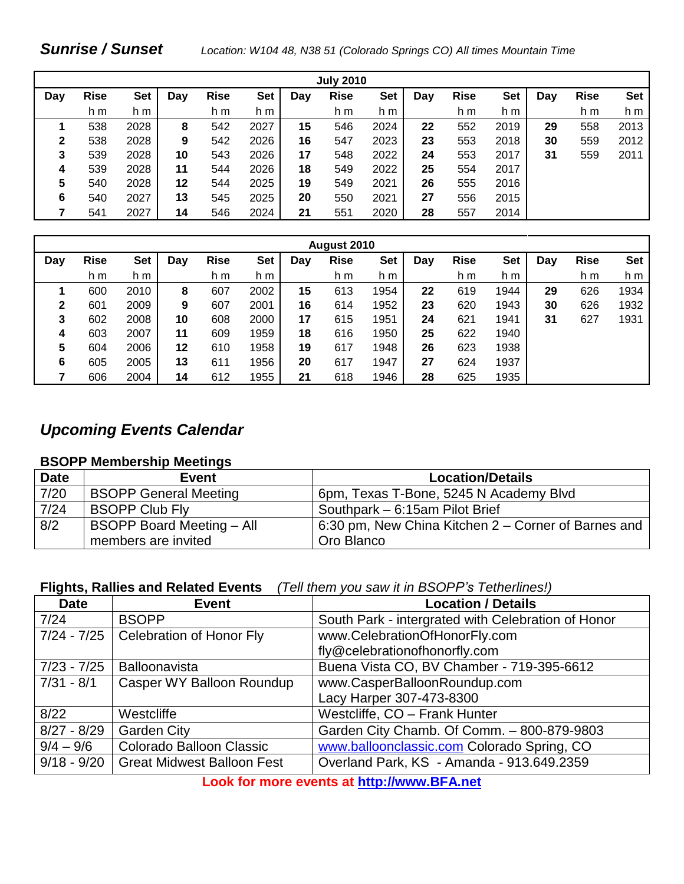## *Sunrise / Sunset*

*Location: W104 48, N38 51 (Colorado Springs CO) All times Mountain Time*

| July 2010 | | | | | | | | | | | | | | |
|---|---|---|---|---|---|---|---|---|---|---|---|---|---|---|
| Day | Rise | Set | Day | Rise | Set | Day | Rise | Set | Day | Rise | Set | Day | Rise | Set |
| | h m | h m | | h m | h m | | h m | h m | | h m | h m | | h m | h m |
| **1** | 538 | 2028 | **8** | 542 | 2027 | **15** | 546 | 2024 | **22** | 552 | 2019 | **29** | 558 | 2013 |
| **2** | 538 | 2028 | **9** | 542 | 2026 | **16** | 547 | 2023 | **23** | 553 | 2018 | **30** | 559 | 2012 |
| **3** | 539 | 2028 | **10** | 543 | 2026 | **17** | 548 | 2022 | **24** | 553 | 2017 | **31** | 559 | 2011 |
| **4** | 539 | 2028 | **11** | 544 | 2026 | **18** | 549 | 2022 | **25** | 554 | 2017 | | | |
| **5** | 540 | 2028 | **12** | 544 | 2025 | **19** | 549 | 2021 | **26** | 555 | 2016 | | | |
| **6** | 540 | 2027 | **13** | 545 | 2025 | **20** | 550 | 2021 | **27** | 556 | 2015 | | | |
| **7** | 541 | 2027 | **14** | 546 | 2024 | **21** | 551 | 2020 | **28** | 557 | 2014 | | | |

| August 2010 | | | | | | | | | | | | | | |
|---|---|---|---|---|---|---|---|---|---|---|---|---|---|---|
| Day | Rise | Set | Day | Rise | Set | Day | Rise | Set | Day | Rise | Set | Day | Rise | Set |
| | h m | h m | | h m | h m | | h m | h m | | h m | h m | | h m | h m |
| **1** | 600 | 2010 | **8** | 607 | 2002 | **15** | 613 | 1954 | **22** | 619 | 1944 | **29** | 626 | 1934 |
| **2** | 601 | 2009 | **9** | 607 | 2001 | **16** | 614 | 1952 | **23** | 620 | 1943 | **30** | 626 | 1932 |
| **3** | 602 | 2008 | **10** | 608 | 2000 | **17** | 615 | 1951 | **24** | 621 | 1941 | **31** | 627 | 1931 |
| **4** | 603 | 2007 | **11** | 609 | 1959 | **18** | 616 | 1950 | **25** | 622 | 1940 | | | |
| **5** | 604 | 2006 | **12** | 610 | 1958 | **19** | 617 | 1948 | **26** | 623 | 1938 | | | |
| **6** | 605 | 2005 | **13** | 611 | 1956 | **20** | 617 | 1947 | **27** | 624 | 1937 | | | |
| **7** | 606 | 2004 | **14** | 612 | 1955 | **21** | 618 | 1946 | **28** | 625 | 1935 | | | |

## *Upcoming Events Calendar*

### BSOPP Membership Meetings

| Date | Event | Location/Details |
|---|---|---|
| 7/20 | BSOPP General Meeting | 6pm, Texas T-Bone, 5245 N Academy Blvd |
| 7/24 | BSOPP Club Fly | Southpark – 6:15am Pilot Brief |
| 8/2 | BSOPP Board Meeting – All members are invited | 6:30 pm, New China Kitchen 2 – Corner of Barnes and Oro Blanco |

### Flights, Rallies and Related Events *(Tell them you saw it in BSOPP's Tetherlines!)*

| Date | Event | Location / Details |
|---|---|---|
| 7/24 | BSOPP | South Park - intergrated with Celebration of Honor |
| 7/24 - 7/25 | Celebration of Honor Fly | www.CelebrationOfHonorFly.com fly@celebrationofhonorfly.com |
| 7/23 - 7/25 | Balloonavista | Buena Vista CO, BV Chamber - 719-395-6612 |
| 7/31 - 8/1 | Casper WY Balloon Roundup | www.CasperBalloonRoundup.com Lacy Harper 307-473-8300 |
| 8/22 | Westcliffe | Westcliffe, CO – Frank Hunter |
| 8/27 - 8/29 | Garden City | Garden City Chamb. Of Comm. – 800-879-9803 |
| 9/4 – 9/6 | Colorado Balloon Classic | www.balloonclassic.com Colorado Spring, CO |
| 9/18 - 9/20 | Great Midwest Balloon Fest | Overland Park, KS - Amanda - 913.649.2359 |

**Look for more events at http://www.BFA.net**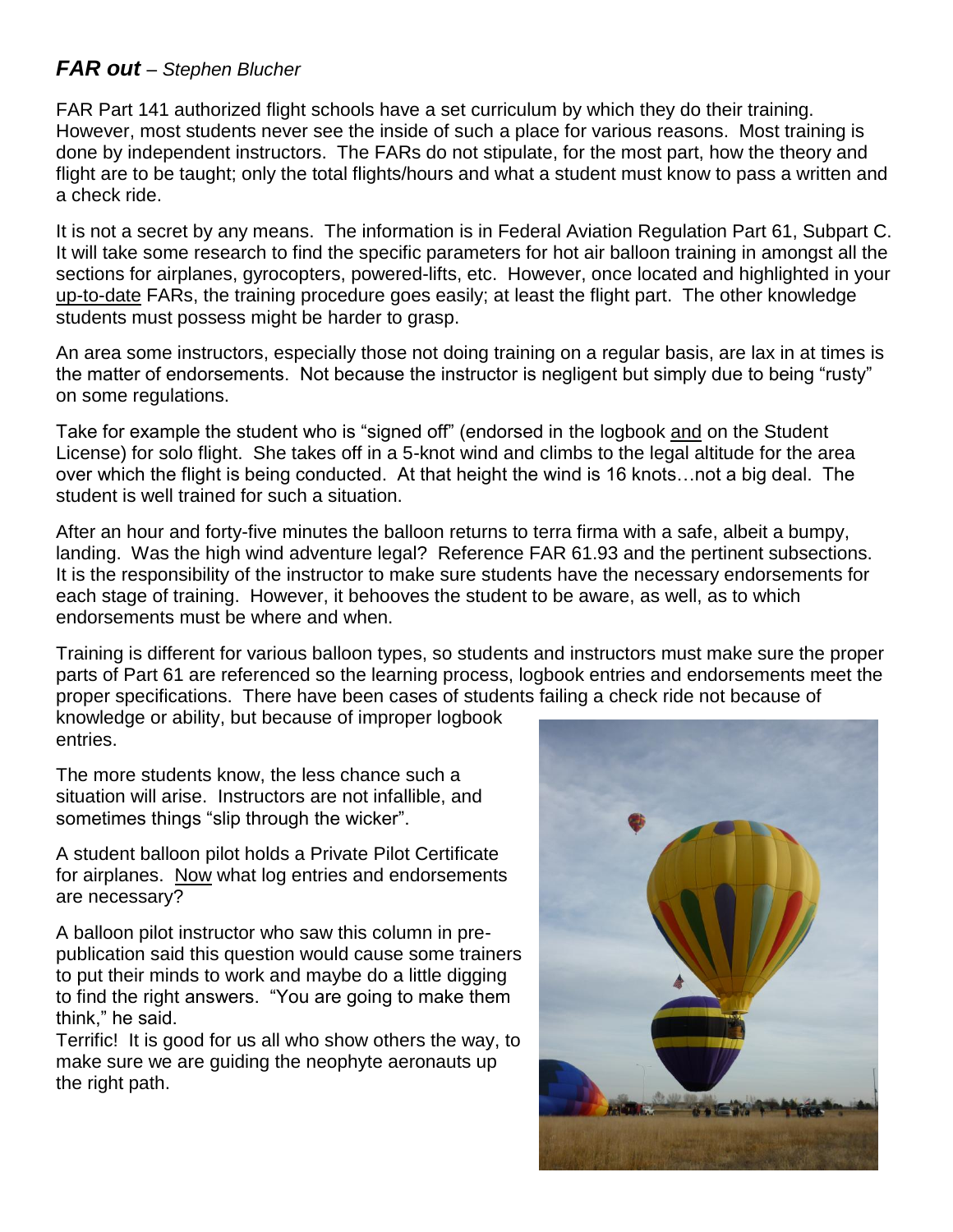## ***FAR out*** – *Stephen Blucher*

FAR Part 141 authorized flight schools have a set curriculum by which they do their training. However, most students never see the inside of such a place for various reasons. Most training is done by independent instructors. The FARs do not stipulate, for the most part, how the theory and flight are to be taught; only the total flights/hours and what a student must know to pass a written and a check ride.

It is not a secret by any means. The information is in Federal Aviation Regulation Part 61, Subpart C. It will take some research to find the specific parameters for hot air balloon training in amongst all the sections for airplanes, gyrocopters, powered-lifts, etc. However, once located and highlighted in your up-to-date FARs, the training procedure goes easily; at least the flight part. The other knowledge students must possess might be harder to grasp.

An area some instructors, especially those not doing training on a regular basis, are lax in at times is the matter of endorsements. Not because the instructor is negligent but simply due to being "rusty" on some regulations.

Take for example the student who is "signed off" (endorsed in the logbook and on the Student License) for solo flight. She takes off in a 5-knot wind and climbs to the legal altitude for the area over which the flight is being conducted. At that height the wind is 16 knots…not a big deal. The student is well trained for such a situation.

After an hour and forty-five minutes the balloon returns to terra firma with a safe, albeit a bumpy, landing. Was the high wind adventure legal? Reference FAR 61.93 and the pertinent subsections. It is the responsibility of the instructor to make sure students have the necessary endorsements for each stage of training. However, it behooves the student to be aware, as well, as to which endorsements must be where and when.

Training is different for various balloon types, so students and instructors must make sure the proper parts of Part 61 are referenced so the learning process, logbook entries and endorsements meet the proper specifications. There have been cases of students failing a check ride not because of knowledge or ability, but because of improper logbook entries.

The more students know, the less chance such a situation will arise. Instructors are not infallible, and sometimes things "slip through the wicker".

A student balloon pilot holds a Private Pilot Certificate for airplanes. Now what log entries and endorsements are necessary?

A balloon pilot instructor who saw this column in pre-publication said this question would cause some trainers to put their minds to work and maybe do a little digging to find the right answers. "You are going to make them think," he said.

Terrific! It is good for us all who show others the way, to make sure we are guiding the neophyte aeronauts up the right path.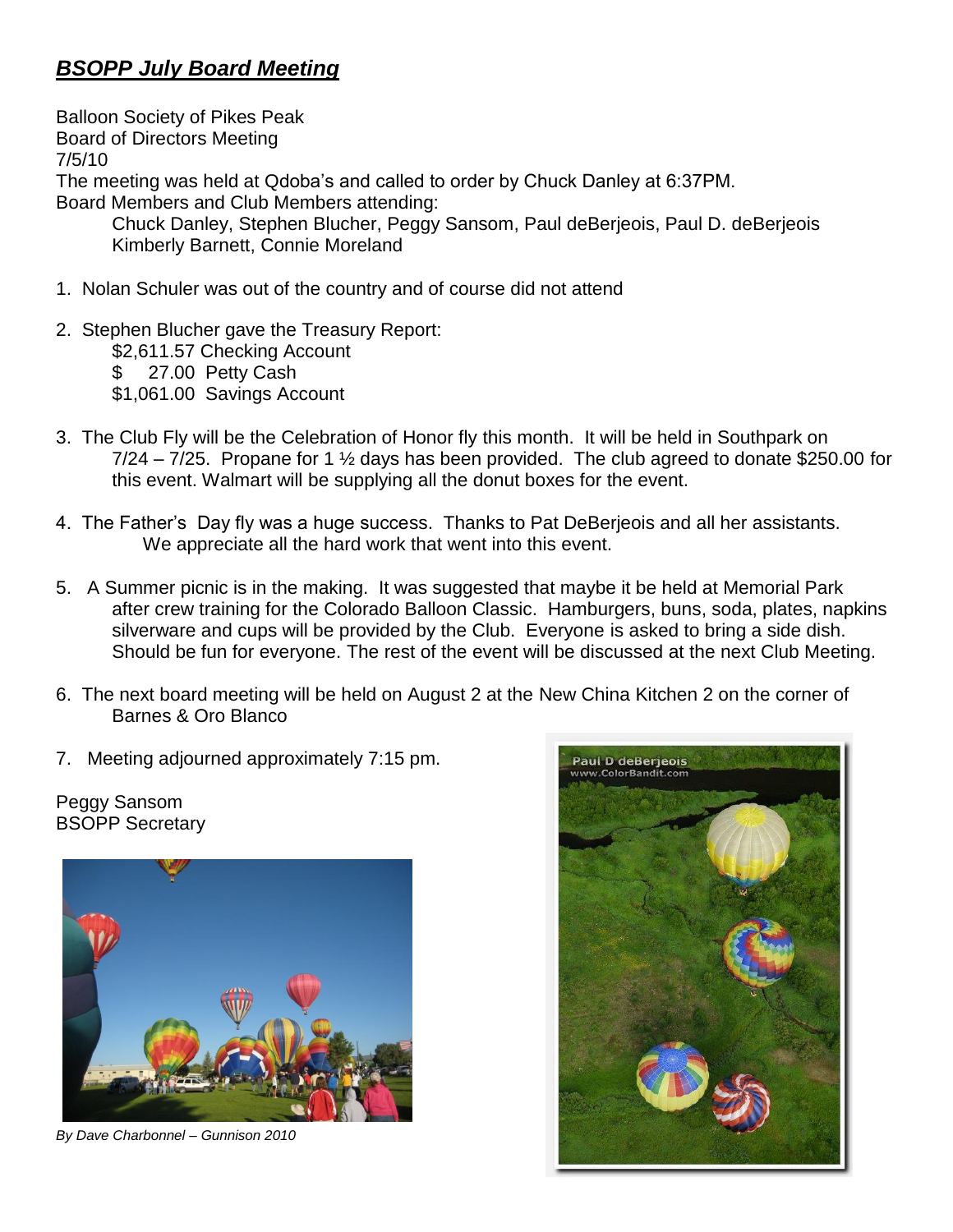# ***BSOPP July Board Meeting***

Balloon Society of Pikes Peak
Board of Directors Meeting
7/5/10
The meeting was held at Qdoba's and called to order by Chuck Danley at 6:37PM.
Board Members and Club Members attending:

Chuck Danley, Stephen Blucher, Peggy Sansom, Paul deBerjeois, Paul D. deBerjeois
Kimberly Barnett, Connie Moreland

1. Nolan Schuler was out of the country and of course did not attend

2. Stephen Blucher gave the Treasury Report:
   $2,611.57 Checking Account
   $ 27.00 Petty Cash
   $1,061.00 Savings Account

3. The Club Fly will be the Celebration of Honor fly this month. It will be held in Southpark on 7/24 – 7/25. Propane for 1 ½ days has been provided. The club agreed to donate $250.00 for this event. Walmart will be supplying all the donut boxes for the event.

4. The Father's Day fly was a huge success. Thanks to Pat DeBerjeois and all her assistants. We appreciate all the hard work that went into this event.

5. A Summer picnic is in the making. It was suggested that maybe it be held at Memorial Park after crew training for the Colorado Balloon Classic. Hamburgers, buns, soda, plates, napkins silverware and cups will be provided by the Club. Everyone is asked to bring a side dish. Should be fun for everyone. The rest of the event will be discussed at the next Club Meeting.

6. The next board meeting will be held on August 2 at the New China Kitchen 2 on the corner of Barnes & Oro Blanco

7. Meeting adjourned approximately 7:15 pm.

Peggy Sansom
BSOPP Secretary

*By Dave Charbonnel – Gunnison 2010*

Paul D deBerjeois
www.ColorBandit.com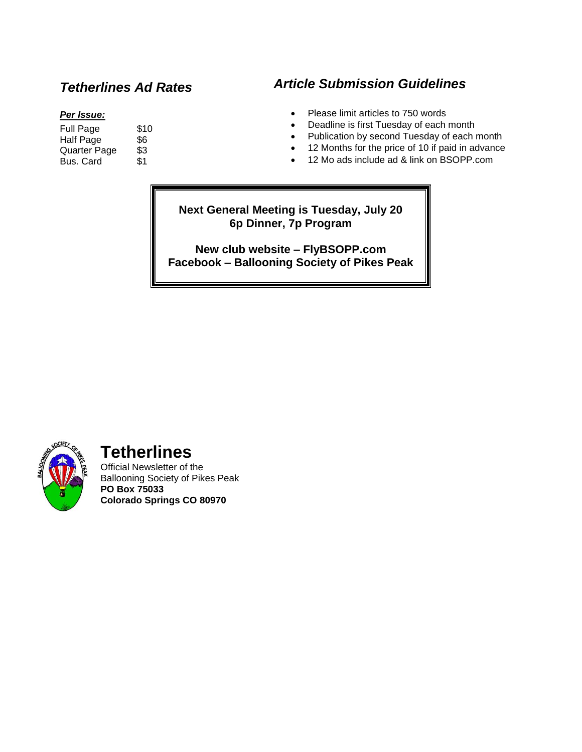## *Tetherlines Ad Rates*

***Per Issue:***

| | |
|---|---|
| Full Page | $10 |
| Half Page | $6 |
| Quarter Page | $3 |
| Bus. Card | $1 |

## *Article Submission Guidelines*

- Please limit articles to 750 words
- Deadline is first Tuesday of each month
- Publication by second Tuesday of each month
- 12 Months for the price of 10 if paid in advance
- 12 Mo ads include ad & link on BSOPP.com

**Next General Meeting is Tuesday, July 20**
**6p Dinner, 7p Program**

**New club website – FlyBSOPP.com**
**Facebook – Ballooning Society of Pikes Peak**

# Tetherlines

Official Newsletter of the
Ballooning Society of Pikes Peak
**PO Box 75033**
**Colorado Springs CO 80970**